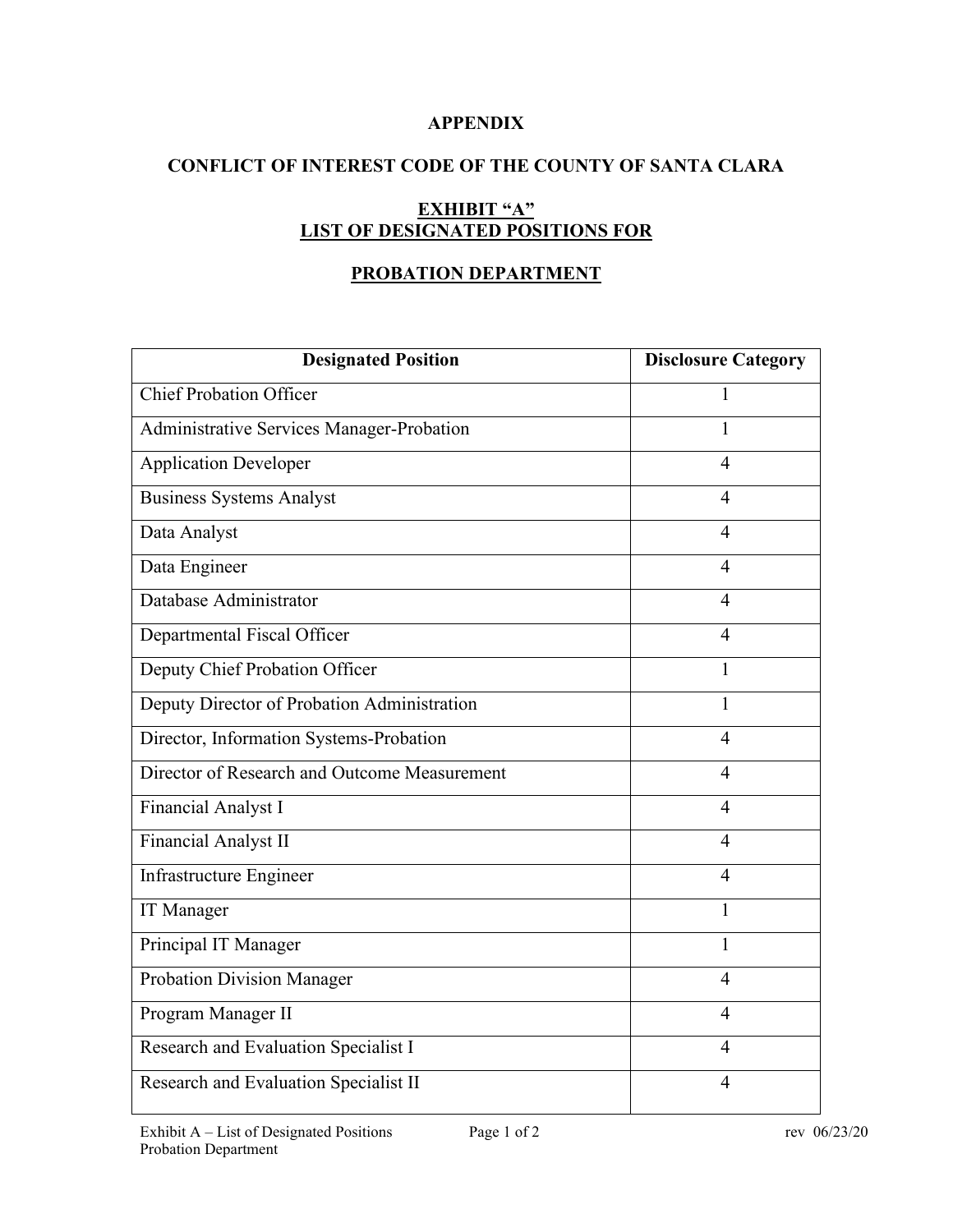**APPENDIX**

**CONFLICT OF INTEREST CODE OF THE COUNTY OF SANTA CLARA**

**EXHIBIT "A"**
**LIST OF DESIGNATED POSITIONS FOR**

**PROBATION DEPARTMENT**

| Designated Position | Disclosure Category |
|---|---|
| Chief Probation Officer | 1 |
| Administrative Services Manager-Probation | 1 |
| Application Developer | 4 |
| Business Systems Analyst | 4 |
| Data Analyst | 4 |
| Data Engineer | 4 |
| Database Administrator | 4 |
| Departmental Fiscal Officer | 4 |
| Deputy Chief Probation Officer | 1 |
| Deputy Director of Probation Administration | 1 |
| Director, Information Systems-Probation | 4 |
| Director of Research and Outcome Measurement | 4 |
| Financial Analyst I | 4 |
| Financial Analyst II | 4 |
| Infrastructure Engineer | 4 |
| IT Manager | 1 |
| Principal IT Manager | 1 |
| Probation Division Manager | 4 |
| Program Manager II | 4 |
| Research and Evaluation Specialist I | 4 |
| Research and Evaluation Specialist II | 4 |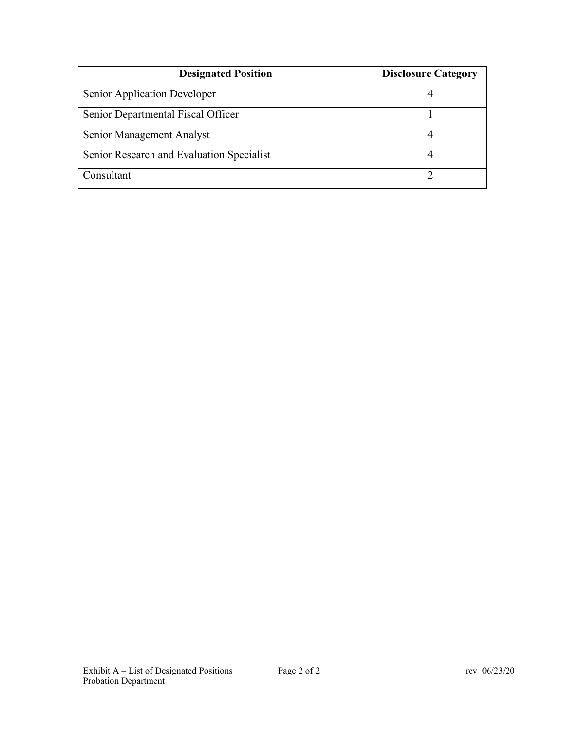| Designated Position | Disclosure Category |
|---|---|
| Senior Application Developer | 4 |
| Senior Departmental Fiscal Officer | 1 |
| Senior Management Analyst | 4 |
| Senior Research and Evaluation Specialist | 4 |
| Consultant | 2 |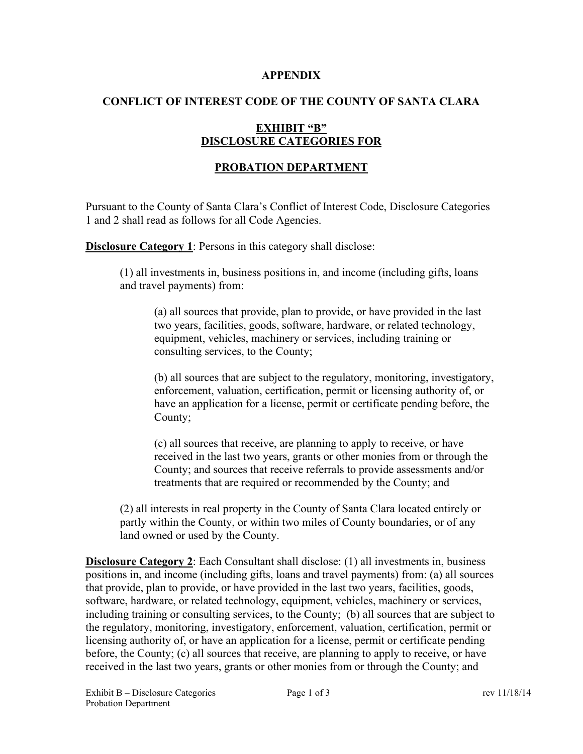**APPENDIX**

**CONFLICT OF INTEREST CODE OF THE COUNTY OF SANTA CLARA**

**EXHIBIT "B"**
**DISCLOSURE CATEGORIES FOR**

**PROBATION DEPARTMENT**

Pursuant to the County of Santa Clara's Conflict of Interest Code, Disclosure Categories 1 and 2 shall read as follows for all Code Agencies.

**Disclosure Category 1**: Persons in this category shall disclose:

> (1) all investments in, business positions in, and income (including gifts, loans and travel payments) from:
>
> > (a) all sources that provide, plan to provide, or have provided in the last two years, facilities, goods, software, hardware, or related technology, equipment, vehicles, machinery or services, including training or consulting services, to the County;
> >
> > (b) all sources that are subject to the regulatory, monitoring, investigatory, enforcement, valuation, certification, permit or licensing authority of, or have an application for a license, permit or certificate pending before, the County;
> >
> > (c) all sources that receive, are planning to apply to receive, or have received in the last two years, grants or other monies from or through the County; and sources that receive referrals to provide assessments and/or treatments that are required or recommended by the County; and
>
> (2) all interests in real property in the County of Santa Clara located entirely or partly within the County, or within two miles of County boundaries, or of any land owned or used by the County.

**Disclosure Category 2**: Each Consultant shall disclose: (1) all investments in, business positions in, and income (including gifts, loans and travel payments) from: (a) all sources that provide, plan to provide, or have provided in the last two years, facilities, goods, software, hardware, or related technology, equipment, vehicles, machinery or services, including training or consulting services, to the County; (b) all sources that are subject to the regulatory, monitoring, investigatory, enforcement, valuation, certification, permit or licensing authority of, or have an application for a license, permit or certificate pending before, the County; (c) all sources that receive, are planning to apply to receive, or have received in the last two years, grants or other monies from or through the County; and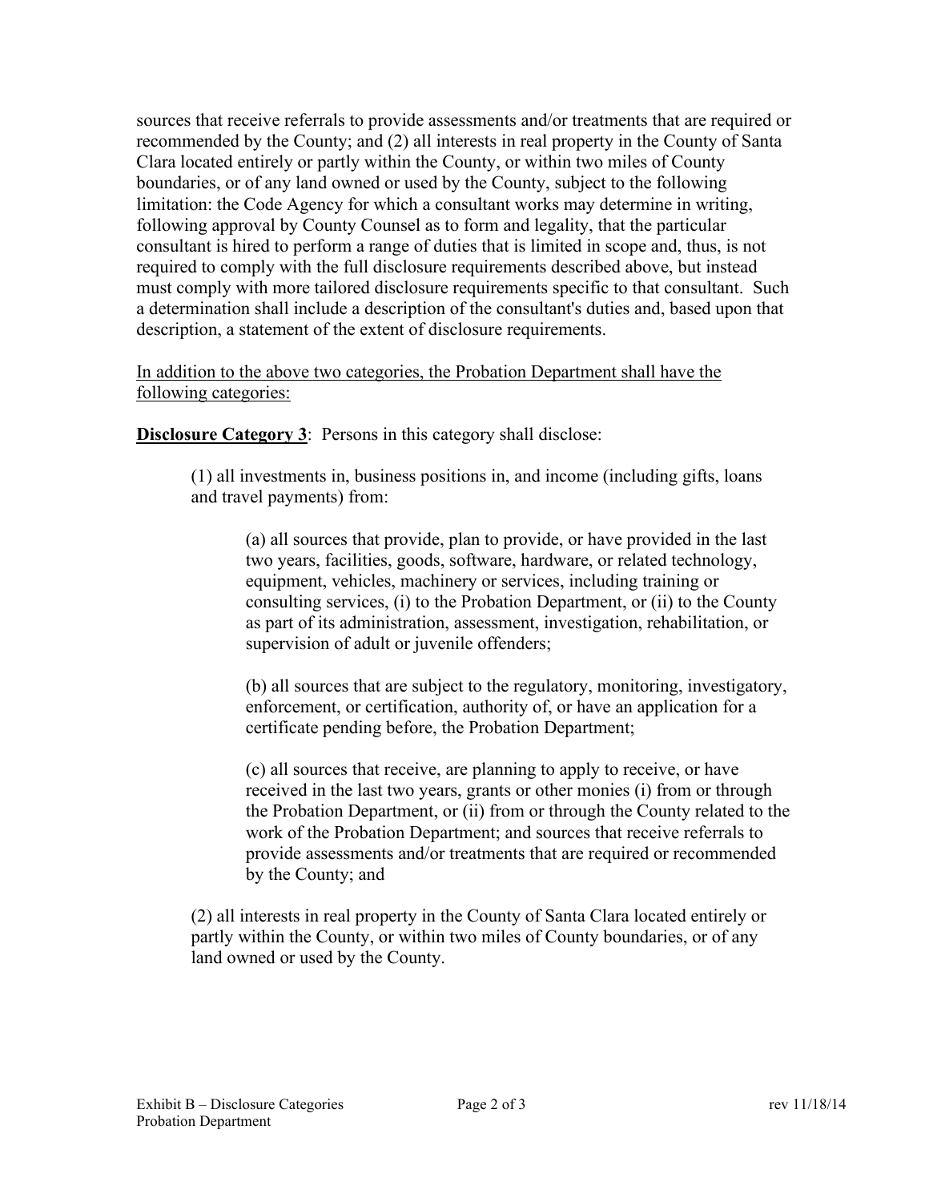sources that receive referrals to provide assessments and/or treatments that are required or recommended by the County; and (2) all interests in real property in the County of Santa Clara located entirely or partly within the County, or within two miles of County boundaries, or of any land owned or used by the County, subject to the following limitation: the Code Agency for which a consultant works may determine in writing, following approval by County Counsel as to form and legality, that the particular consultant is hired to perform a range of duties that is limited in scope and, thus, is not required to comply with the full disclosure requirements described above, but instead must comply with more tailored disclosure requirements specific to that consultant. Such a determination shall include a description of the consultant's duties and, based upon that description, a statement of the extent of disclosure requirements.

<u>In addition to the above two categories, the Probation Department shall have the following categories:</u>

**<u>Disclosure Category 3</u>**: Persons in this category shall disclose:

(1) all investments in, business positions in, and income (including gifts, loans and travel payments) from:

(a) all sources that provide, plan to provide, or have provided in the last two years, facilities, goods, software, hardware, or related technology, equipment, vehicles, machinery or services, including training or consulting services, (i) to the Probation Department, or (ii) to the County as part of its administration, assessment, investigation, rehabilitation, or supervision of adult or juvenile offenders;

(b) all sources that are subject to the regulatory, monitoring, investigatory, enforcement, or certification, authority of, or have an application for a certificate pending before, the Probation Department;

(c) all sources that receive, are planning to apply to receive, or have received in the last two years, grants or other monies (i) from or through the Probation Department, or (ii) from or through the County related to the work of the Probation Department; and sources that receive referrals to provide assessments and/or treatments that are required or recommended by the County; and

(2) all interests in real property in the County of Santa Clara located entirely or partly within the County, or within two miles of County boundaries, or of any land owned or used by the County.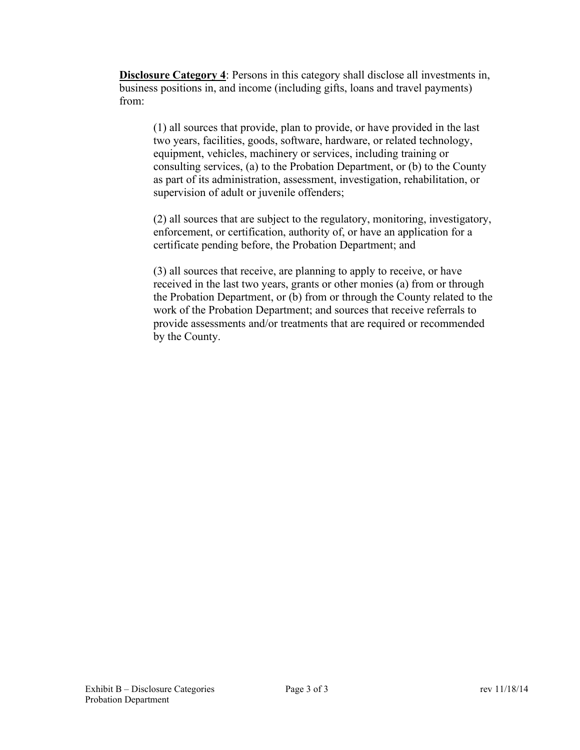**<u>Disclosure Category 4</u>**: Persons in this category shall disclose all investments in, business positions in, and income (including gifts, loans and travel payments) from:

(1) all sources that provide, plan to provide, or have provided in the last two years, facilities, goods, software, hardware, or related technology, equipment, vehicles, machinery or services, including training or consulting services, (a) to the Probation Department, or (b) to the County as part of its administration, assessment, investigation, rehabilitation, or supervision of adult or juvenile offenders;

(2) all sources that are subject to the regulatory, monitoring, investigatory, enforcement, or certification, authority of, or have an application for a certificate pending before, the Probation Department; and

(3) all sources that receive, are planning to apply to receive, or have received in the last two years, grants or other monies (a) from or through the Probation Department, or (b) from or through the County related to the work of the Probation Department; and sources that receive referrals to provide assessments and/or treatments that are required or recommended by the County.